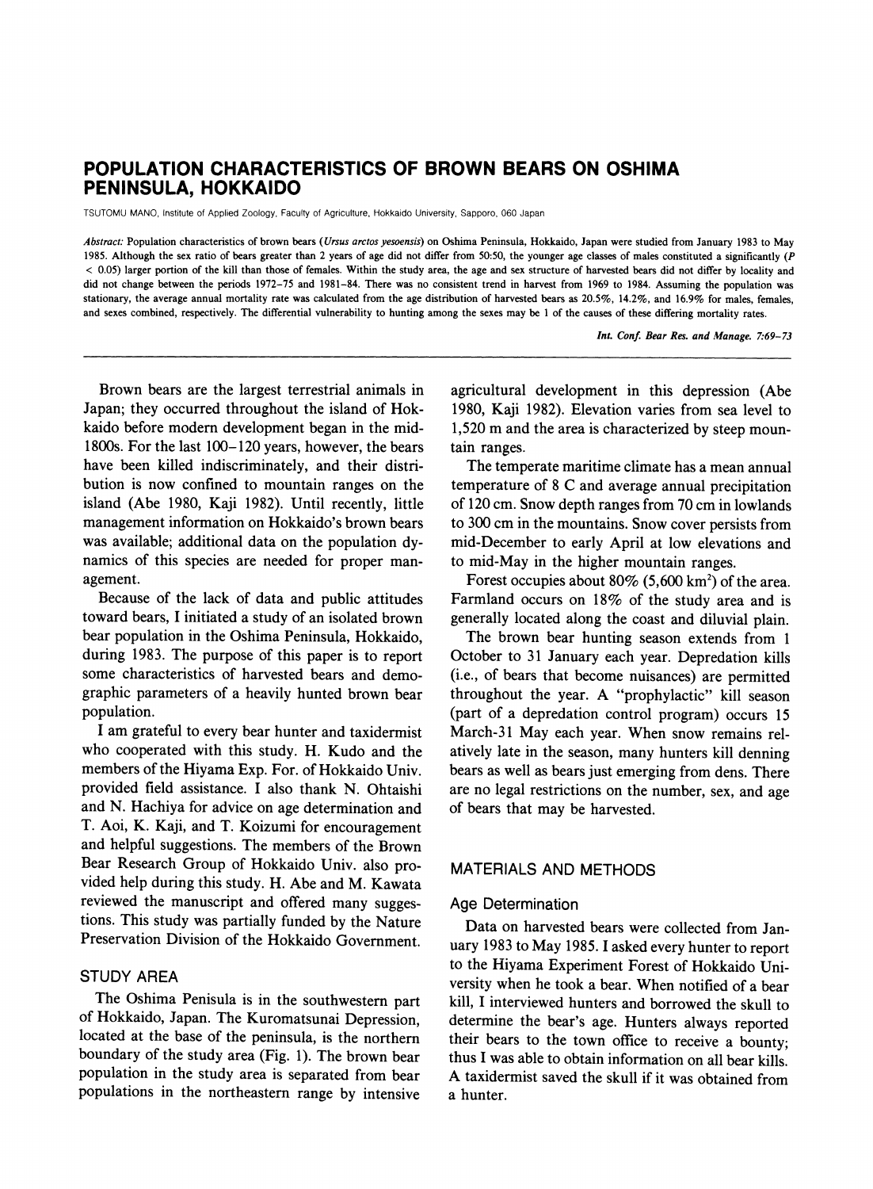# POPULATION CHARACTERISTICS OF BROWN BEARS ON OSHIMA PENINSULA, HOKKAIDO

TSUTOMU MANO, Institute of Applied Zoology, Faculty of Agriculture, Hokkaido University, Sapporo, 060 Japan

*Abstract:* Population characteristics of brown bears (*Ursus arctos yesoensis*) on Oshima Peninsula, Hokkaido, Japan were studied from January 1983 to May 1985. Although the sex ratio of bears greater than 2 years of age did not differ from 50:50, the younger age classes of males constituted a significantly ($P < 0.05$) larger portion of the kill than those of females. Within the study area, the age and sex structure of harvested bears did not differ by locality and did not change between the periods 1972–75 and 1981–84. There was no consistent trend in harvest from 1969 to 1984. Assuming the population was stationary, the average annual mortality rate was calculated from the age distribution of harvested bears as 20.5%, 14.2%, and 16.9% for males, females, and sexes combined, respectively. The differential vulnerability to hunting among the sexes may be 1 of the causes of these differing mortality rates.

Brown bears are the largest terrestrial animals in Japan; they occurred throughout the island of Hokkaido before modern development began in the mid-1800s. For the last 100–120 years, however, the bears have been killed indiscriminately, and their distribution is now confined to mountain ranges on the island (Abe 1980, Kaji 1982). Until recently, little management information on Hokkaido's brown bears was available; additional data on the population dynamics of this species are needed for proper management.

Because of the lack of data and public attitudes toward bears, I initiated a study of an isolated brown bear population in the Oshima Peninsula, Hokkaido, during 1983. The purpose of this paper is to report some characteristics of harvested bears and demographic parameters of a heavily hunted brown bear population.

I am grateful to every bear hunter and taxidermist who cooperated with this study. H. Kudo and the members of the Hiyama Exp. For. of Hokkaido Univ. provided field assistance. I also thank N. Ohtaishi and N. Hachiya for advice on age determination and T. Aoi, K. Kaji, and T. Koizumi for encouragement and helpful suggestions. The members of the Brown Bear Research Group of Hokkaido Univ. also provided help during this study. H. Abe and M. Kawata reviewed the manuscript and offered many suggestions. This study was partially funded by the Nature Preservation Division of the Hokkaido Government.

## STUDY AREA

The Oshima Penisula is in the southwestern part of Hokkaido, Japan. The Kuromatsunai Depression, located at the base of the peninsula, is the northern boundary of the study area (Fig. 1). The brown bear population in the study area is separated from bear populations in the northeastern range by intensive agricultural development in this depression (Abe 1980, Kaji 1982). Elevation varies from sea level to 1,520 m and the area is characterized by steep mountain ranges.

The temperate maritime climate has a mean annual temperature of 8 C and average annual precipitation of 120 cm. Snow depth ranges from 70 cm in lowlands to 300 cm in the mountains. Snow cover persists from mid-December to early April at low elevations and to mid-May in the higher mountain ranges.

Forest occupies about 80% (5,600 km$^2$) of the area. Farmland occurs on 18% of the study area and is generally located along the coast and diluvial plain.

The brown bear hunting season extends from 1 October to 31 January each year. Depredation kills (i.e., of bears that become nuisances) are permitted throughout the year. A "prophylactic" kill season (part of a depredation control program) occurs 15 March-31 May each year. When snow remains relatively late in the season, many hunters kill denning bears as well as bears just emerging from dens. There are no legal restrictions on the number, sex, and age of bears that may be harvested.

## MATERIALS AND METHODS

### Age Determination

Data on harvested bears were collected from January 1983 to May 1985. I asked every hunter to report to the Hiyama Experiment Forest of Hokkaido University when he took a bear. When notified of a bear kill, I interviewed hunters and borrowed the skull to determine the bear's age. Hunters always reported their bears to the town office to receive a bounty; thus I was able to obtain information on all bear kills. A taxidermist saved the skull if it was obtained from a hunter.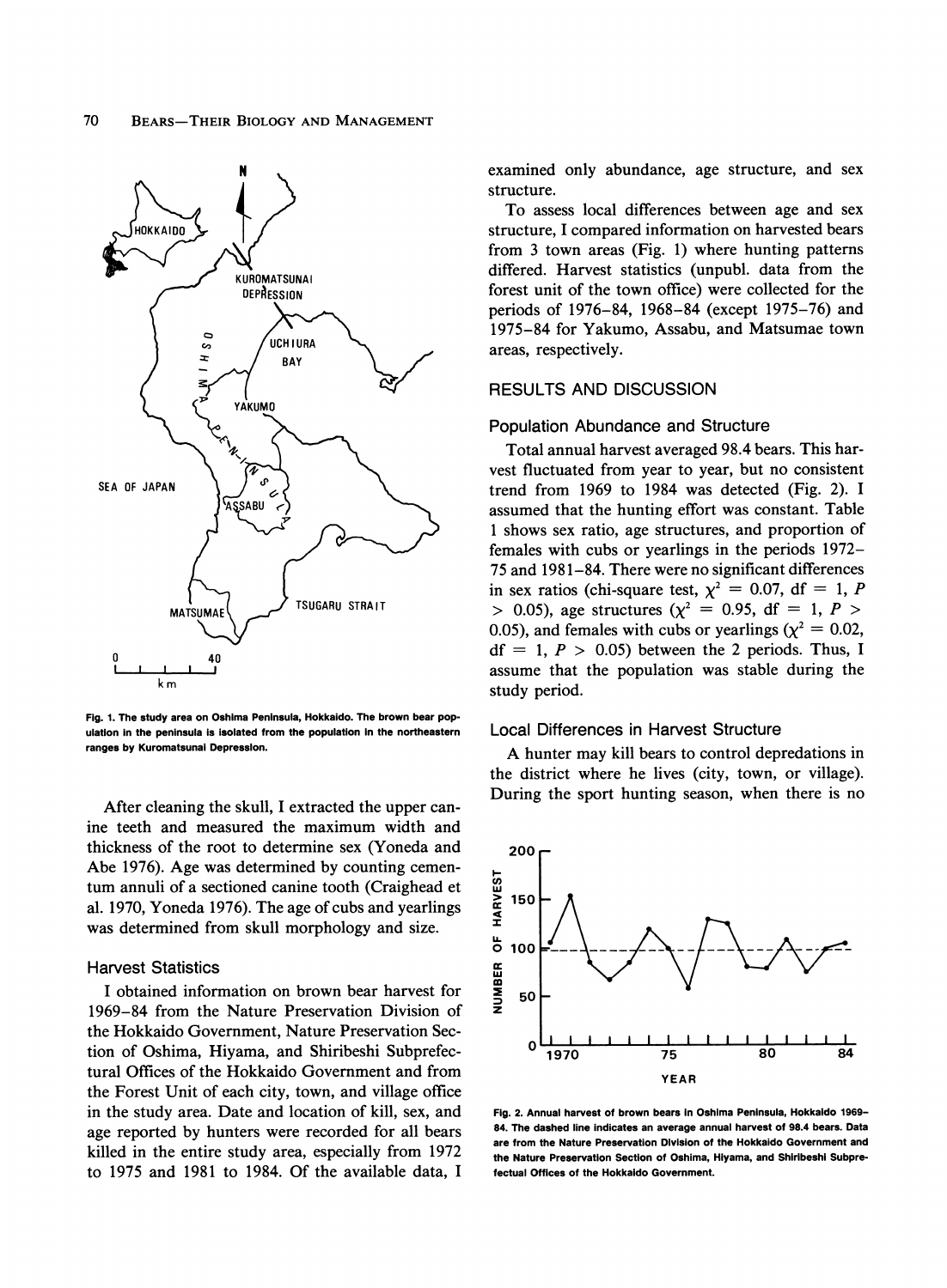Fig. 1. The study area on Oshima Peninsula, Hokkaido. The brown bear population in the peninsula is isolated from the population in the northeastern ranges by Kuromatsunai Depression.

After cleaning the skull, I extracted the upper canine teeth and measured the maximum width and thickness of the root to determine sex (Yoneda and Abe 1976). Age was determined by counting cementum annuli of a sectioned canine tooth (Craighead et al. 1970, Yoneda 1976). The age of cubs and yearlings was determined from skull morphology and size.

### Harvest Statistics

I obtained information on brown bear harvest for 1969–84 from the Nature Preservation Division of the Hokkaido Government, Nature Preservation Section of Oshima, Hiyama, and Shiribeshi Subprefectural Offices of the Hokkaido Government and from the Forest Unit of each city, town, and village office in the study area. Date and location of kill, sex, and age reported by hunters were recorded for all bears killed in the entire study area, especially from 1972 to 1975 and 1981 to 1984. Of the available data, I examined only abundance, age structure, and sex structure.

To assess local differences between age and sex structure, I compared information on harvested bears from 3 town areas (Fig. 1) where hunting patterns differed. Harvest statistics (unpubl. data from the forest unit of the town office) were collected for the periods of 1976–84, 1968–84 (except 1975–76) and 1975–84 for Yakumo, Assabu, and Matsumae town areas, respectively.

## RESULTS AND DISCUSSION

### Population Abundance and Structure

Total annual harvest averaged 98.4 bears. This harvest fluctuated from year to year, but no consistent trend from 1969 to 1984 was detected (Fig. 2). I assumed that the hunting effort was constant. Table 1 shows sex ratio, age structures, and proportion of females with cubs or yearlings in the periods 1972–75 and 1981–84. There were no significant differences in sex ratios (chi-square test, $\chi^2 = 0.07$, df = 1, $P > 0.05$), age structures ($\chi^2 = 0.95$, df = 1, $P > 0.05$), and females with cubs or yearlings ($\chi^2 = 0.02$, df = 1, $P > 0.05$) between the 2 periods. Thus, I assume that the population was stable during the study period.

### Local Differences in Harvest Structure

A hunter may kill bears to control depredations in the district where he lives (city, town, or village). During the sport hunting season, when there is no

Fig. 2. Annual harvest of brown bears in Oshima Peninsula, Hokkaido 1969–84. The dashed line indicates an average annual harvest of 98.4 bears. Data are from the Nature Preservation Division of the Hokkaido Government and the Nature Preservation Section of Oshima, Hiyama, and Shiribeshi Subprefectual Offices of the Hokkaido Government.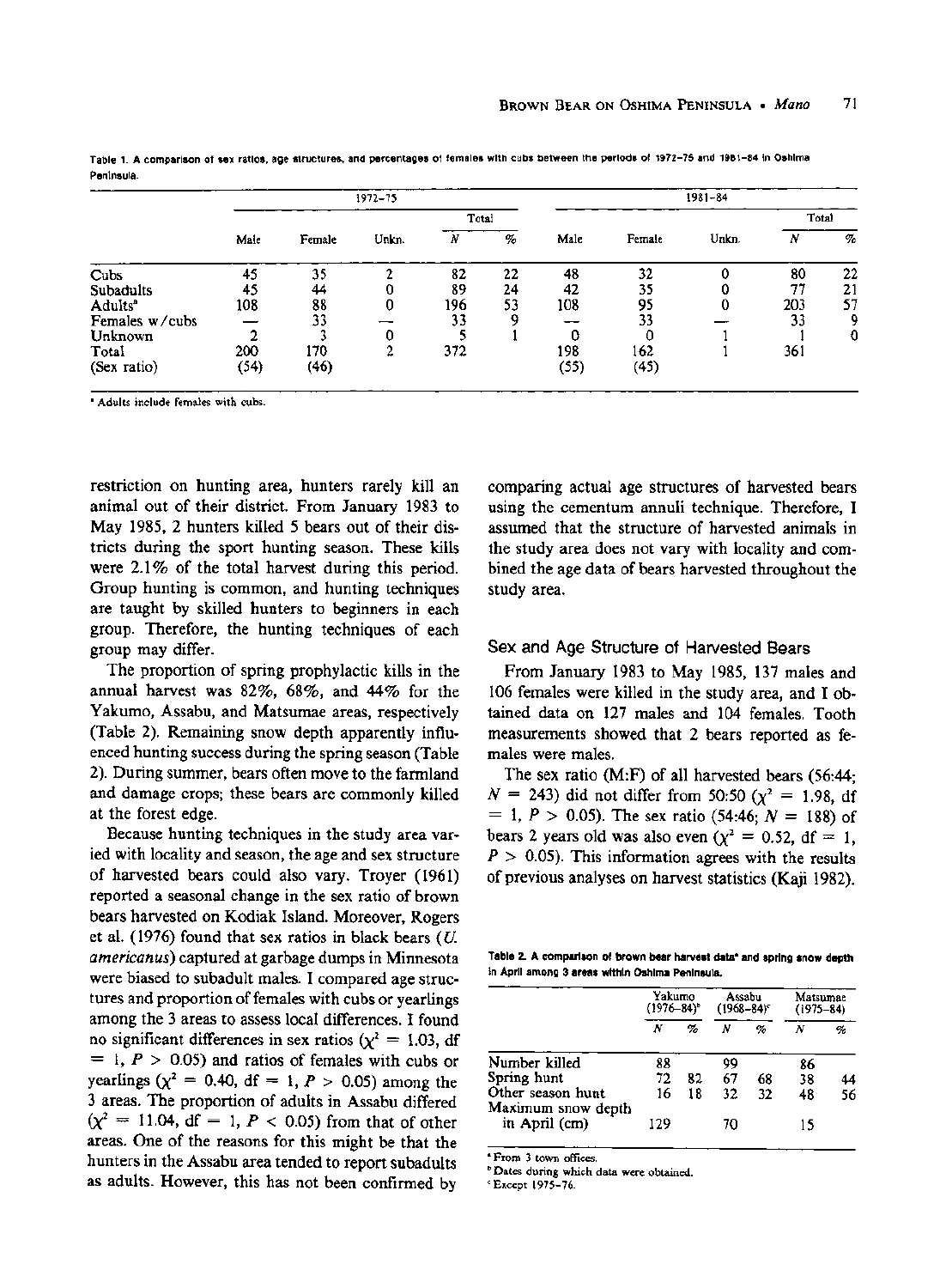Table 1. A comparison of sex ratios, age structures, and percentages of females with cubs between the periods of 1972–75 and 1981–84 in Oshima Peninsula.

| | 1972–75 | | | | | 1981–84 | | | | |
|---|---|---|---|---|---|---|---|---|---|---|
| | | | | Total | | | | | Total | |
| | Male | Female | Unkn. | *N* | % | Male | Female | Unkn. | *N* | % |
| Cubs | 45 | 35 | 2 | 82 | 22 | 48 | 32 | 0 | 80 | 22 |
| Subadults | 45 | 44 | 0 | 89 | 24 | 42 | 35 | 0 | 77 | 21 |
| Adults[a] | 108 | 88 | 0 | 196 | 53 | 108 | 95 | 0 | 203 | 57 |
| Females w/cubs | — | 33 | — | 33 | 9 | — | 33 | — | 33 | 9 |
| Unknown | 2 | 3 | 0 | 5 | 1 | 0 | 0 | 1 | 1 | 0 |
| Total | 200 | 170 | 2 | 372 | | 198 | 162 | 1 | 361 | |
| (Sex ratio) | (54) | (46) | | | | (55) | (45) | | | |

[a] Adults include females with cubs.

restriction on hunting area, hunters rarely kill an animal out of their district. From January 1983 to May 1985, 2 hunters killed 5 bears out of their districts during the sport hunting season. These kills were 2.1% of the total harvest during this period. Group hunting is common, and hunting techniques are taught by skilled hunters to beginners in each group. Therefore, the hunting techniques of each group may differ.

The proportion of spring prophylactic kills in the annual harvest was 82%, 68%, and 44% for the Yakumo, Assabu, and Matsumae areas, respectively (Table 2). Remaining snow depth apparently influenced hunting success during the spring season (Table 2). During summer, bears often move to the farmland and damage crops; these bears are commonly killed at the forest edge.

Because hunting techniques in the study area varied with locality and season, the age and sex structure of harvested bears could also vary. Troyer (1961) reported a seasonal change in the sex ratio of brown bears harvested on Kodiak Island. Moreover, Rogers et al. (1976) found that sex ratios in black bears (*U. americanus*) captured at garbage dumps in Minnesota were biased to subadult males. I compared age structures and proportion of females with cubs or yearlings among the 3 areas to assess local differences. I found no significant differences in sex ratios ($\chi^2 = 1.03$, df $= 1$, $P > 0.05$) and ratios of females with cubs or yearlings ($\chi^2 = 0.40$, df $= 1$, $P > 0.05$) among the 3 areas. The proportion of adults in Assabu differed ($\chi^2 = 11.04$, df $= 1$, $P < 0.05$) from that of other areas. One of the reasons for this might be that the hunters in the Assabu area tended to report subadults as adults. However, this has not been confirmed by comparing actual age structures of harvested bears using the cementum annuli technique. Therefore, I assumed that the structure of harvested animals in the study area does not vary with locality and combined the age data of bears harvested throughout the study area.

## Sex and Age Structure of Harvested Bears

From January 1983 to May 1985, 137 males and 106 females were killed in the study area, and I obtained data on 127 males and 104 females. Tooth measurements showed that 2 bears reported as females were males.

The sex ratio (M:F) of all harvested bears (56:44; $N = 243$) did not differ from 50:50 ($\chi^2 = 1.98$, df $= 1$, $P > 0.05$). The sex ratio (54:46; $N = 188$) of bears 2 years old was also even ($\chi^2 = 0.52$, df $= 1$, $P > 0.05$). This information agrees with the results of previous analyses on harvest statistics (Kaji 1982).

Table 2. A comparison of brown bear harvest data[a] and spring snow depth in April among 3 areas within Oshima Peninsula.

| | Yakumo (1976–84)[b] | | Assabu (1968–84)[c] | | Matsumae (1975–84) | |
|---|---|---|---|---|---|---|
| | *N* | % | *N* | % | *N* | % |
| Number killed | 88 | | 99 | | 86 | |
| Spring hunt | 72 | 82 | 67 | 68 | 38 | 44 |
| Other season hunt | 16 | 18 | 32 | 32 | 48 | 56 |
| Maximum snow depth in April (cm) | 129 | | 70 | | 15 | |

[a] From 3 town offices.
[b] Dates during which data were obtained.
[c] Except 1975–76.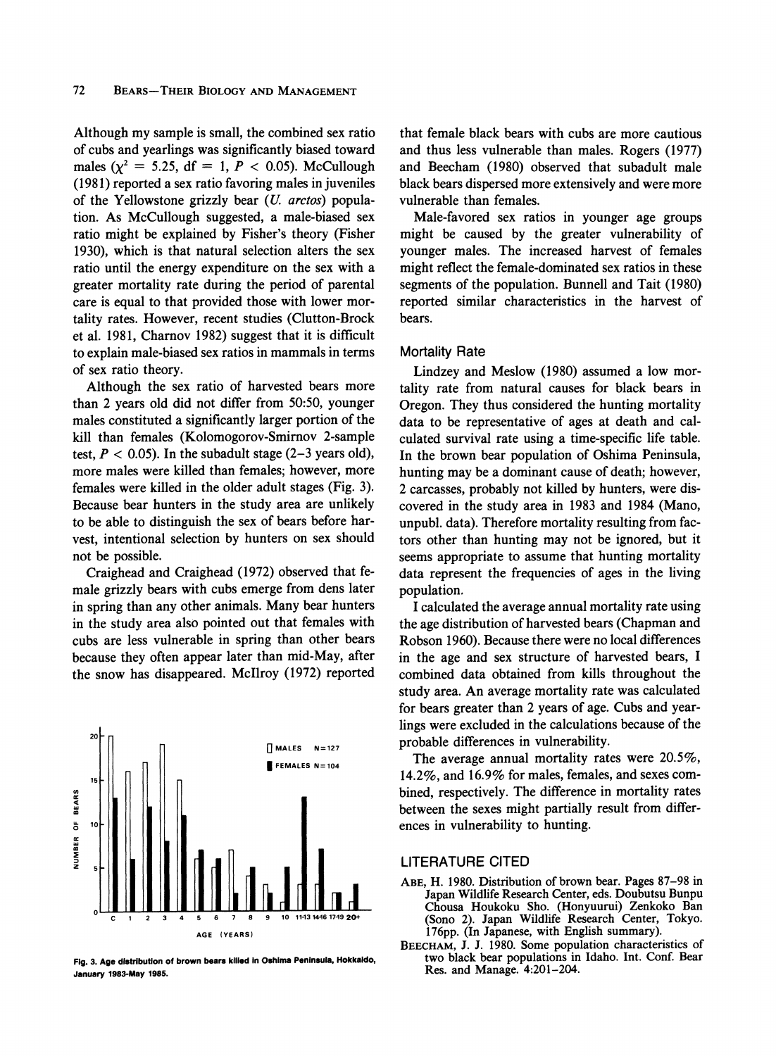Although my sample is small, the combined sex ratio of cubs and yearlings was significantly biased toward males ($\chi^2 = 5.25$, df = 1, $P < 0.05$). McCullough (1981) reported a sex ratio favoring males in juveniles of the Yellowstone grizzly bear (*U. arctos*) population. As McCullough suggested, a male-biased sex ratio might be explained by Fisher's theory (Fisher 1930), which is that natural selection alters the sex ratio until the energy expenditure on the sex with a greater mortality rate during the period of parental care is equal to that provided those with lower mortality rates. However, recent studies (Clutton-Brock et al. 1981, Charnov 1982) suggest that it is difficult to explain male-biased sex ratios in mammals in terms of sex ratio theory.

Although the sex ratio of harvested bears more than 2 years old did not differ from 50:50, younger males constituted a significantly larger portion of the kill than females (Kolomogorov-Smirnov 2-sample test, $P < 0.05$). In the subadult stage (2–3 years old), more males were killed than females; however, more females were killed in the older adult stages (Fig. 3). Because bear hunters in the study area are unlikely to be able to distinguish the sex of bears before harvest, intentional selection by hunters on sex should not be possible.

Craighead and Craighead (1972) observed that female grizzly bears with cubs emerge from dens later in spring than any other animals. Many bear hunters in the study area also pointed out that females with cubs are less vulnerable in spring than other bears because they often appear later than mid-May, after the snow has disappeared. McIlroy (1972) reported that female black bears with cubs are more cautious and thus less vulnerable than males. Rogers (1977) and Beecham (1980) observed that subadult male black bears dispersed more extensively and were more vulnerable than females.

Male-favored sex ratios in younger age groups might be caused by the greater vulnerability of younger males. The increased harvest of females might reflect the female-dominated sex ratios in these segments of the population. Bunnell and Tait (1980) reported similar characteristics in the harvest of bears.

Fig. 3. Age distribution of brown bears killed in Oshima Peninsula, Hokkaido, January 1983–May 1985.

### Mortality Rate

Lindzey and Meslow (1980) assumed a low mortality rate from natural causes for black bears in Oregon. They thus considered the hunting mortality data to be representative of ages at death and calculated survival rate using a time-specific life table. In the brown bear population of Oshima Peninsula, hunting may be a dominant cause of death; however, 2 carcasses, probably not killed by hunters, were discovered in the study area in 1983 and 1984 (Mano, unpubl. data). Therefore mortality resulting from factors other than hunting may not be ignored, but it seems appropriate to assume that hunting mortality data represent the frequencies of ages in the living population.

I calculated the average annual mortality rate using the age distribution of harvested bears (Chapman and Robson 1960). Because there were no local differences in the age and sex structure of harvested bears, I combined data obtained from kills throughout the study area. An average mortality rate was calculated for bears greater than 2 years of age. Cubs and yearlings were excluded in the calculations because of the probable differences in vulnerability.

The average annual mortality rates were 20.5%, 14.2%, and 16.9% for males, females, and sexes combined, respectively. The difference in mortality rates between the sexes might partially result from differences in vulnerability to hunting.

## LITERATURE CITED

ABE, H. 1980. Distribution of brown bear. Pages 87–98 *in* Japan Wildlife Research Center, eds. Doubutsu Bunpu Chousa Houkoku Sho. (Honyuurui) Zenkoko Ban (Sono 2). Japan Wildlife Research Center, Tokyo. 176pp. (In Japanese, with English summary).

BEECHAM, J. J. 1980. Some population characteristics of two black bear populations in Idaho. Int. Conf. Bear Res. and Manage. 4:201–204.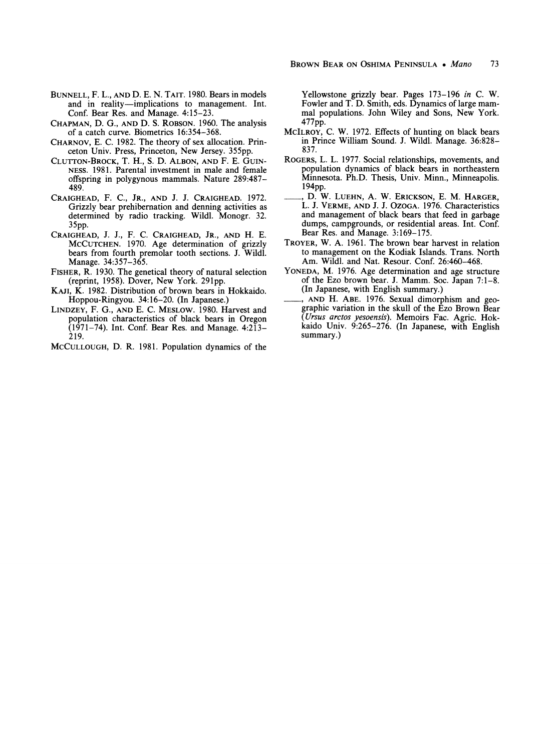BUNNELL, F. L., AND D. E. N. TAIT. 1980. Bears in models and in reality—implications to management. Int. Conf. Bear Res. and Manage. 4:15–23.

CHAPMAN, D. G., AND D. S. ROBSON. 1960. The analysis of a catch curve. Biometrics 16:354–368.

CHARNOV, E. C. 1982. The theory of sex allocation. Princeton Univ. Press, Princeton, New Jersey. 355pp.

CLUTTON-BROCK, T. H., S. D. ALBON, AND F. E. GUINNESS. 1981. Parental investment in male and female offspring in polygynous mammals. Nature 289:487–489.

CRAIGHEAD, F. C., JR., AND J. J. CRAIGHEAD. 1972. Grizzly bear prehibernation and denning activities as determined by radio tracking. Wildl. Monogr. 32. 35pp.

CRAIGHEAD, J. J., F. C. CRAIGHEAD, JR., AND H. E. MCCUTCHEN. 1970. Age determination of grizzly bears from fourth premolar tooth sections. J. Wildl. Manage. 34:357–365.

FISHER, R. 1930. The genetical theory of natural selection (reprint, 1958). Dover, New York. 291pp.

KAJI, K. 1982. Distribution of brown bears in Hokkaido. Hoppou-Ringyou. 34:16–20. (In Japanese.)

LINDZEY, F. G., AND E. C. MESLOW. 1980. Harvest and population characteristics of black bears in Oregon (1971–74). Int. Conf. Bear Res. and Manage. 4:213–219.

MCCULLOUGH, D. R. 1981. Population dynamics of the Yellowstone grizzly bear. Pages 173–196 *in* C. W. Fowler and T. D. Smith, eds. Dynamics of large mammal populations. John Wiley and Sons, New York. 477pp.

MCILROY, C. W. 1972. Effects of hunting on black bears in Prince William Sound. J. Wildl. Manage. 36:828–837.

ROGERS, L. L. 1977. Social relationships, movements, and population dynamics of black bears in northeastern Minnesota. Ph.D. Thesis, Univ. Minn., Minneapolis. 194pp.

———, D. W. LUEHN, A. W. ERICKSON, E. M. HARGER, L. J. VERME, AND J. J. OZOGA. 1976. Characteristics and management of black bears that feed in garbage dumps, campgrounds, or residential areas. Int. Conf. Bear Res. and Manage. 3:169–175.

TROYER, W. A. 1961. The brown bear harvest in relation to management on the Kodiak Islands. Trans. North Am. Wildl. and Nat. Resour. Conf. 26:460–468.

YONEDA, M. 1976. Age determination and age structure of the Ezo brown bear. J. Mamm. Soc. Japan 7:1–8. (In Japanese, with English summary.)

———, AND H. ABE. 1976. Sexual dimorphism and geographic variation in the skull of the Ezo Brown Bear (*Ursus arctos yesoensis*). Memoirs Fac. Agric. Hokkaido Univ. 9:265–276. (In Japanese, with English summary.)